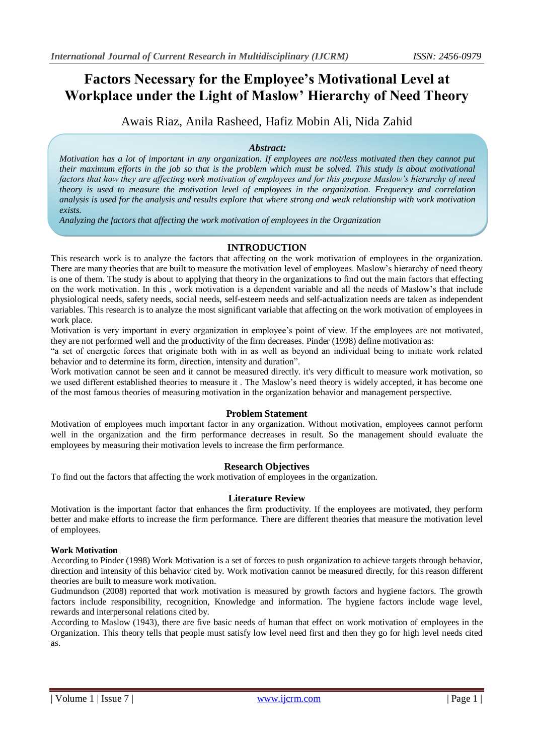# Factors Necessary for the Employee's Motivational Level at Workplace under the Light of Maslow' Hierarchy of Need Theory

Awais Riaz, Anila Rasheed, Hafiz Mobin Ali, Nida Zahid

***Abstract:***

*Motivation has a lot of important in any organization. If employees are not/less motivated then they cannot put their maximum efforts in the job so that is the problem which must be solved. This study is about motivational factors that how they are affecting work motivation of employees and for this purpose Maslow's hierarchy of need theory is used to measure the motivation level of employees in the organization. Frequency and correlation analysis is used for the analysis and results explore that where strong and weak relationship with work motivation exists.*

*Analyzing the factors that affecting the work motivation of employees in the Organization*

## INTRODUCTION

This research work is to analyze the factors that affecting on the work motivation of employees in the organization. There are many theories that are built to measure the motivation level of employees. Maslow's hierarchy of need theory is one of them. The study is about to applying that theory in the organizations to find out the main factors that effecting on the work motivation. In this , work motivation is a dependent variable and all the needs of Maslow's that include physiological needs, safety needs, social needs, self-esteem needs and self-actualization needs are taken as independent variables. This research is to analyze the most significant variable that affecting on the work motivation of employees in work place.

Motivation is very important in every organization in employee's point of view. If the employees are not motivated, they are not performed well and the productivity of the firm decreases. Pinder (1998) define motivation as:

"a set of energetic forces that originate both with in as well as beyond an individual being to initiate work related behavior and to determine its form, direction, intensity and duration".

Work motivation cannot be seen and it cannot be measured directly. it's very difficult to measure work motivation, so we used different established theories to measure it . The Maslow's need theory is widely accepted, it has become one of the most famous theories of measuring motivation in the organization behavior and management perspective.

## Problem Statement

Motivation of employees much important factor in any organization. Without motivation, employees cannot perform well in the organization and the firm performance decreases in result. So the management should evaluate the employees by measuring their motivation levels to increase the firm performance.

## Research Objectives

To find out the factors that affecting the work motivation of employees in the organization.

## Literature Review

Motivation is the important factor that enhances the firm productivity. If the employees are motivated, they perform better and make efforts to increase the firm performance. There are different theories that measure the motivation level of employees.

### Work Motivation

According to Pinder (1998) Work Motivation is a set of forces to push organization to achieve targets through behavior, direction and intensity of this behavior cited by. Work motivation cannot be measured directly, for this reason different theories are built to measure work motivation.

Gudmundson (2008) reported that work motivation is measured by growth factors and hygiene factors. The growth factors include responsibility, recognition, Knowledge and information. The hygiene factors include wage level, rewards and interpersonal relations cited by.

According to Maslow (1943), there are five basic needs of human that effect on work motivation of employees in the Organization. This theory tells that people must satisfy low level need first and then they go for high level needs cited as.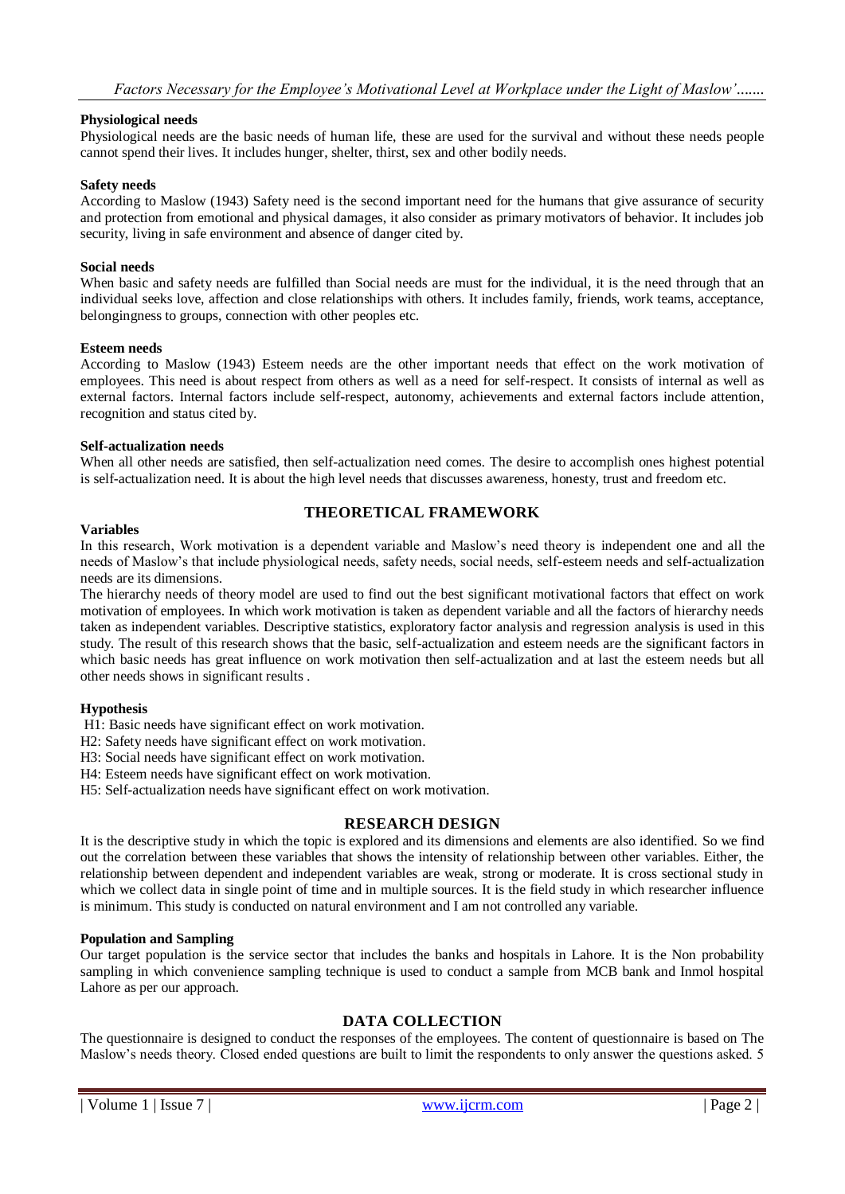**Physiological needs**

Physiological needs are the basic needs of human life, these are used for the survival and without these needs people cannot spend their lives. It includes hunger, shelter, thirst, sex and other bodily needs.

**Safety needs**

According to Maslow (1943) Safety need is the second important need for the humans that give assurance of security and protection from emotional and physical damages, it also consider as primary motivators of behavior. It includes job security, living in safe environment and absence of danger cited by.

**Social needs**

When basic and safety needs are fulfilled than Social needs are must for the individual, it is the need through that an individual seeks love, affection and close relationships with others. It includes family, friends, work teams, acceptance, belongingness to groups, connection with other peoples etc.

**Esteem needs**

According to Maslow (1943) Esteem needs are the other important needs that effect on the work motivation of employees. This need is about respect from others as well as a need for self-respect. It consists of internal as well as external factors. Internal factors include self-respect, autonomy, achievements and external factors include attention, recognition and status cited by.

**Self-actualization needs**

When all other needs are satisfied, then self-actualization need comes. The desire to accomplish ones highest potential is self-actualization need. It is about the high level needs that discusses awareness, honesty, trust and freedom etc.

## THEORETICAL FRAMEWORK

**Variables**

In this research, Work motivation is a dependent variable and Maslow's need theory is independent one and all the needs of Maslow's that include physiological needs, safety needs, social needs, self-esteem needs and self-actualization needs are its dimensions.

The hierarchy needs of theory model are used to find out the best significant motivational factors that effect on work motivation of employees. In which work motivation is taken as dependent variable and all the factors of hierarchy needs taken as independent variables. Descriptive statistics, exploratory factor analysis and regression analysis is used in this study. The result of this research shows that the basic, self-actualization and esteem needs are the significant factors in which basic needs has great influence on work motivation then self-actualization and at last the esteem needs but all other needs shows in significant results .

**Hypothesis**

H1: Basic needs have significant effect on work motivation.
H2: Safety needs have significant effect on work motivation.
H3: Social needs have significant effect on work motivation.
H4: Esteem needs have significant effect on work motivation.
H5: Self-actualization needs have significant effect on work motivation.

## RESEARCH DESIGN

It is the descriptive study in which the topic is explored and its dimensions and elements are also identified. So we find out the correlation between these variables that shows the intensity of relationship between other variables. Either, the relationship between dependent and independent variables are weak, strong or moderate. It is cross sectional study in which we collect data in single point of time and in multiple sources. It is the field study in which researcher influence is minimum. This study is conducted on natural environment and I am not controlled any variable.

**Population and Sampling**

Our target population is the service sector that includes the banks and hospitals in Lahore. It is the Non probability sampling in which convenience sampling technique is used to conduct a sample from MCB bank and Inmol hospital Lahore as per our approach.

## DATA COLLECTION

The questionnaire is designed to conduct the responses of the employees. The content of questionnaire is based on The Maslow's needs theory. Closed ended questions are built to limit the respondents to only answer the questions asked. 5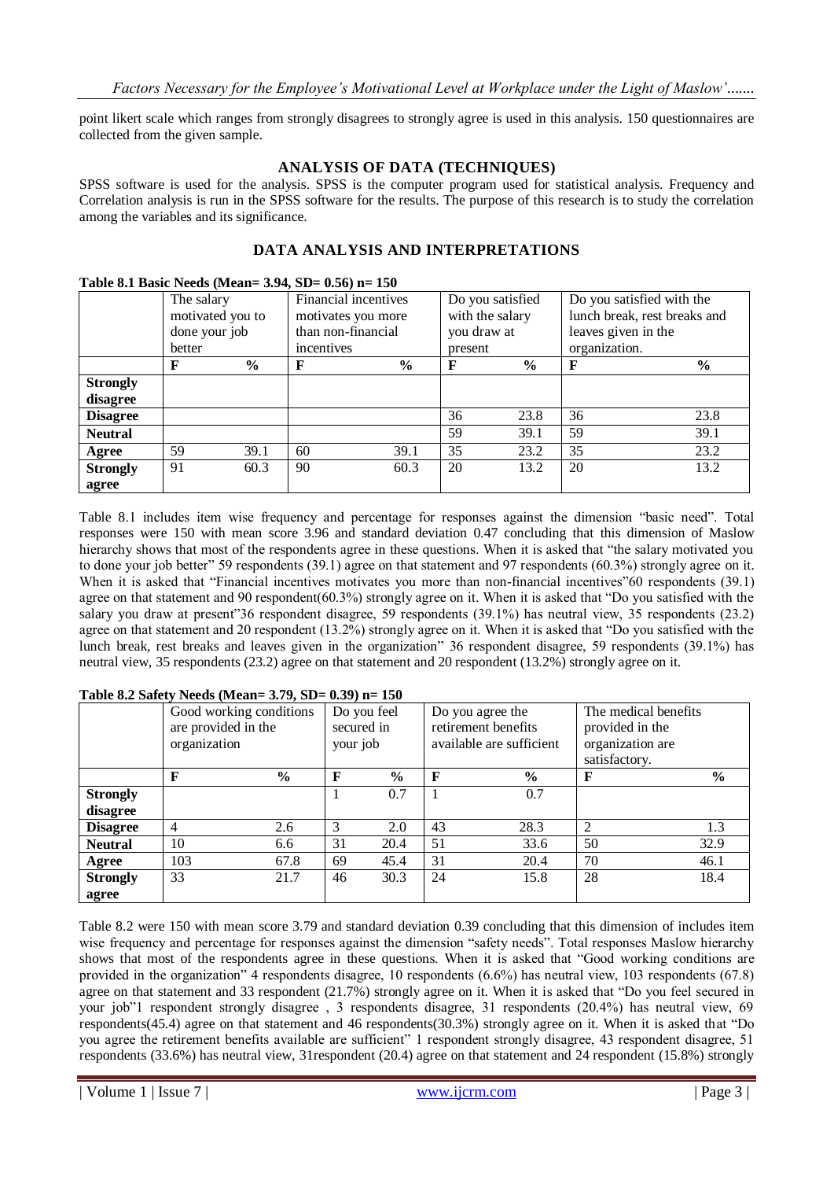point likert scale which ranges from strongly disagrees to strongly agree is used in this analysis. 150 questionnaires are collected from the given sample.

## ANALYSIS OF DATA (TECHNIQUES)

SPSS software is used for the analysis. SPSS is the computer program used for statistical analysis. Frequency and Correlation analysis is run in the SPSS software for the results. The purpose of this research is to study the correlation among the variables and its significance.

## DATA ANALYSIS AND INTERPRETATIONS

**Table 8.1 Basic Needs (Mean= 3.94, SD= 0.56) n= 150**

| | The salary motivated you to done your job better | | Financial incentives motivates you more than non-financial incentives | | Do you satisfied with the salary you draw at present | | Do you satisfied with the lunch break, rest breaks and leaves given in the organization. | |
|---|---|---|---|---|---|---|---|---|
| | **F** | **%** | **F** | **%** | **F** | **%** | **F** | **%** |
| **Strongly disagree** | | | | | | | | |
| **Disagree** | | | | | 36 | 23.8 | 36 | 23.8 |
| **Neutral** | | | | | 59 | 39.1 | 59 | 39.1 |
| **Agree** | 59 | 39.1 | 60 | 39.1 | 35 | 23.2 | 35 | 23.2 |
| **Strongly agree** | 91 | 60.3 | 90 | 60.3 | 20 | 13.2 | 20 | 13.2 |

Table 8.1 includes item wise frequency and percentage for responses against the dimension "basic need". Total responses were 150 with mean score 3.96 and standard deviation 0.47 concluding that this dimension of Maslow hierarchy shows that most of the respondents agree in these questions. When it is asked that "the salary motivated you to done your job better" 59 respondents (39.1) agree on that statement and 97 respondents (60.3%) strongly agree on it. When it is asked that "Financial incentives motivates you more than non-financial incentives"60 respondents (39.1) agree on that statement and 90 respondent(60.3%) strongly agree on it. When it is asked that "Do you satisfied with the salary you draw at present"36 respondent disagree, 59 respondents (39.1%) has neutral view, 35 respondents (23.2) agree on that statement and 20 respondent (13.2%) strongly agree on it. When it is asked that "Do you satisfied with the lunch break, rest breaks and leaves given in the organization" 36 respondent disagree, 59 respondents (39.1%) has neutral view, 35 respondents (23.2) agree on that statement and 20 respondent (13.2%) strongly agree on it.

**Table 8.2 Safety Needs (Mean= 3.79, SD= 0.39) n= 150**

| | Good working conditions are provided in the organization | | Do you feel secured in your job | | Do you agree the retirement benefits available are sufficient | | The medical benefits provided in the organization are satisfactory. | |
|---|---|---|---|---|---|---|---|---|
| | **F** | **%** | **F** | **%** | **F** | **%** | **F** | **%** |
| **Strongly disagree** | | | 1 | 0.7 | 1 | 0.7 | | |
| **Disagree** | 4 | 2.6 | 3 | 2.0 | 43 | 28.3 | 2 | 1.3 |
| **Neutral** | 10 | 6.6 | 31 | 20.4 | 51 | 33.6 | 50 | 32.9 |
| **Agree** | 103 | 67.8 | 69 | 45.4 | 31 | 20.4 | 70 | 46.1 |
| **Strongly agree** | 33 | 21.7 | 46 | 30.3 | 24 | 15.8 | 28 | 18.4 |

Table 8.2 were 150 with mean score 3.79 and standard deviation 0.39 concluding that this dimension of includes item wise frequency and percentage for responses against the dimension "safety needs". Total responses Maslow hierarchy shows that most of the respondents agree in these questions. When it is asked that "Good working conditions are provided in the organization" 4 respondents disagree, 10 respondents (6.6%) has neutral view, 103 respondents (67.8) agree on that statement and 33 respondent (21.7%) strongly agree on it. When it is asked that "Do you feel secured in your job"1 respondent strongly disagree , 3 respondents disagree, 31 respondents (20.4%) has neutral view, 69 respondents(45.4) agree on that statement and 46 respondents(30.3%) strongly agree on it. When it is asked that "Do you agree the retirement benefits available are sufficient" 1 respondent strongly disagree, 43 respondent disagree, 51 respondents (33.6%) has neutral view, 31respondent (20.4) agree on that statement and 24 respondent (15.8%) strongly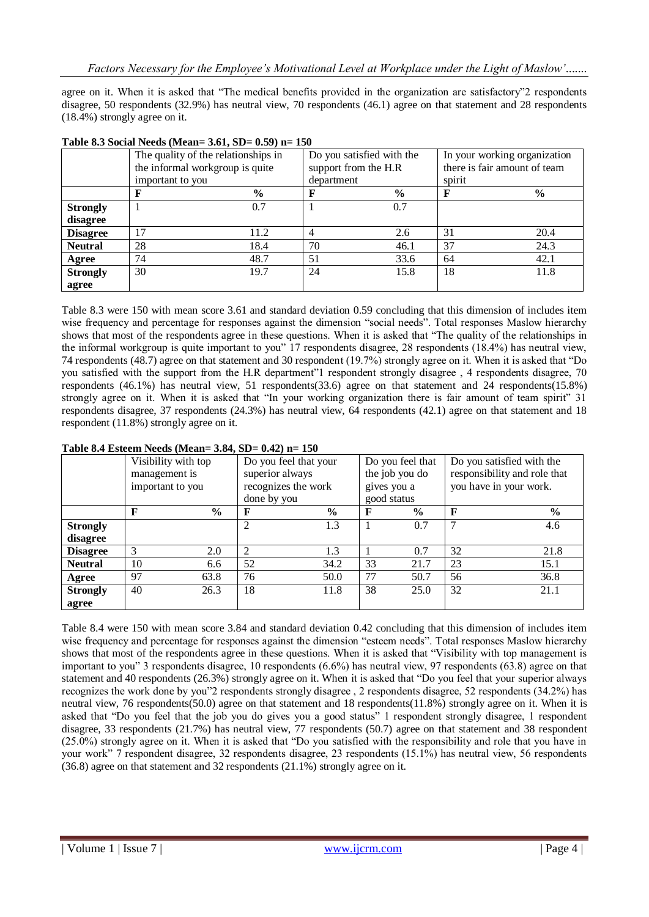agree on it. When it is asked that "The medical benefits provided in the organization are satisfactory"2 respondents disagree, 50 respondents (32.9%) has neutral view, 70 respondents (46.1) agree on that statement and 28 respondents (18.4%) strongly agree on it.

**Table 8.3 Social Needs (Mean= 3.61, SD= 0.59) n= 150**

| | The quality of the relationships in the informal workgroup is quite important to you | | Do you satisfied with the support from the H.R department | | In your working organization there is fair amount of team spirit | |
|---|---|---|---|---|---|---|
| | **F** | **%** | **F** | **%** | **F** | **%** |
| **Strongly disagree** | 1 | 0.7 | 1 | 0.7 | | |
| **Disagree** | 17 | 11.2 | 4 | 2.6 | 31 | 20.4 |
| **Neutral** | 28 | 18.4 | 70 | 46.1 | 37 | 24.3 |
| **Agree** | 74 | 48.7 | 51 | 33.6 | 64 | 42.1 |
| **Strongly agree** | 30 | 19.7 | 24 | 15.8 | 18 | 11.8 |

Table 8.3 were 150 with mean score 3.61 and standard deviation 0.59 concluding that this dimension of includes item wise frequency and percentage for responses against the dimension "social needs". Total responses Maslow hierarchy shows that most of the respondents agree in these questions. When it is asked that "The quality of the relationships in the informal workgroup is quite important to you" 17 respondents disagree, 28 respondents (18.4%) has neutral view, 74 respondents (48.7) agree on that statement and 30 respondent (19.7%) strongly agree on it. When it is asked that "Do you satisfied with the support from the H.R department"1 respondent strongly disagree , 4 respondents disagree, 70 respondents (46.1%) has neutral view, 51 respondents(33.6) agree on that statement and 24 respondents(15.8%) strongly agree on it. When it is asked that "In your working organization there is fair amount of team spirit" 31 respondents disagree, 37 respondents (24.3%) has neutral view, 64 respondents (42.1) agree on that statement and 18 respondent (11.8%) strongly agree on it.

**Table 8.4 Esteem Needs (Mean= 3.84, SD= 0.42) n= 150**

| | Visibility with top management is important to you | | Do you feel that your superior always recognizes the work done by you | | Do you feel that the job you do gives you a good status | | Do you satisfied with the responsibility and role that you have in your work. | |
|---|---|---|---|---|---|---|---|---|
| | **F** | **%** | **F** | **%** | **F** | **%** | **F** | **%** |
| **Strongly disagree** | | | 2 | 1.3 | 1 | 0.7 | 7 | 4.6 |
| **Disagree** | 3 | 2.0 | 2 | 1.3 | 1 | 0.7 | 32 | 21.8 |
| **Neutral** | 10 | 6.6 | 52 | 34.2 | 33 | 21.7 | 23 | 15.1 |
| **Agree** | 97 | 63.8 | 76 | 50.0 | 77 | 50.7 | 56 | 36.8 |
| **Strongly agree** | 40 | 26.3 | 18 | 11.8 | 38 | 25.0 | 32 | 21.1 |

Table 8.4 were 150 with mean score 3.84 and standard deviation 0.42 concluding that this dimension of includes item wise frequency and percentage for responses against the dimension "esteem needs". Total responses Maslow hierarchy shows that most of the respondents agree in these questions. When it is asked that "Visibility with top management is important to you" 3 respondents disagree, 10 respondents (6.6%) has neutral view, 97 respondents (63.8) agree on that statement and 40 respondents (26.3%) strongly agree on it. When it is asked that "Do you feel that your superior always recognizes the work done by you"2 respondents strongly disagree , 2 respondents disagree, 52 respondents (34.2%) has neutral view, 76 respondents(50.0) agree on that statement and 18 respondents(11.8%) strongly agree on it. When it is asked that "Do you feel that the job you do gives you a good status" 1 respondent strongly disagree, 1 respondent disagree, 33 respondents (21.7%) has neutral view, 77 respondents (50.7) agree on that statement and 38 respondent (25.0%) strongly agree on it. When it is asked that "Do you satisfied with the responsibility and role that you have in your work" 7 respondent disagree, 32 respondents disagree, 23 respondents (15.1%) has neutral view, 56 respondents (36.8) agree on that statement and 32 respondents (21.1%) strongly agree on it.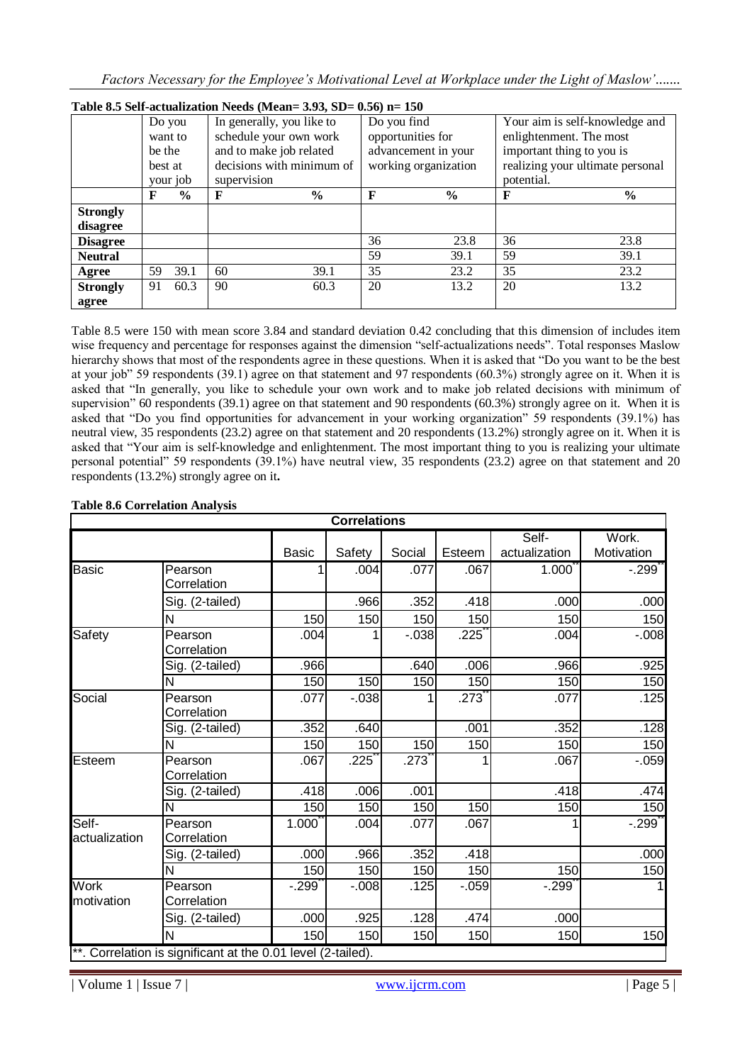**Table 8.5 Self-actualization Needs (Mean= 3.93, SD= 0.56) n= 150**

| | Do you want to be the best at your job | | In generally, you like to schedule your own work and to make job related decisions with minimum of supervision | | Do you find opportunities for advancement in your working organization | | Your aim is self-knowledge and enlightenment. The most important thing to you is realizing your ultimate personal potential. | |
|---|---|---|---|---|---|---|---|---|
| | **F** | **%** | **F** | **%** | **F** | **%** | **F** | **%** |
| **Strongly disagree** | | | | | | | | |
| **Disagree** | | | | | 36 | 23.8 | 36 | 23.8 |
| **Neutral** | | | | | 59 | 39.1 | 59 | 39.1 |
| **Agree** | 59 | 39.1 | 60 | 39.1 | 35 | 23.2 | 35 | 23.2 |
| **Strongly agree** | 91 | 60.3 | 90 | 60.3 | 20 | 13.2 | 20 | 13.2 |

Table 8.5 were 150 with mean score 3.84 and standard deviation 0.42 concluding that this dimension of includes item wise frequency and percentage for responses against the dimension "self-actualizations needs". Total responses Maslow hierarchy shows that most of the respondents agree in these questions. When it is asked that "Do you want to be the best at your job" 59 respondents (39.1) agree on that statement and 97 respondents (60.3%) strongly agree on it. When it is asked that "In generally, you like to schedule your own work and to make job related decisions with minimum of supervision" 60 respondents (39.1) agree on that statement and 90 respondents (60.3%) strongly agree on it. When it is asked that "Do you find opportunities for advancement in your working organization" 59 respondents (39.1%) has neutral view, 35 respondents (23.2) agree on that statement and 20 respondents (13.2%) strongly agree on it. When it is asked that "Your aim is self-knowledge and enlightenment. The most important thing to you is realizing your ultimate personal potential" 59 respondents (39.1%) have neutral view, 35 respondents (23.2) agree on that statement and 20 respondents (13.2%) strongly agree on it**.**

**Table 8.6 Correlation Analysis**

**Correlations**

| | | Basic | Safety | Social | Esteem | Self-actualization | Work. Motivation |
|---|---|---|---|---|---|---|---|
| Basic | Pearson Correlation | 1 | .004 | .077 | .067 | 1.000** | -.299** |
| | Sig. (2-tailed) | | .966 | .352 | .418 | .000 | .000 |
| | N | 150 | 150 | 150 | 150 | 150 | 150 |
| Safety | Pearson Correlation | .004 | 1 | -.038 | .225** | .004 | -.008 |
| | Sig. (2-tailed) | .966 | | .640 | .006 | .966 | .925 |
| | N | 150 | 150 | 150 | 150 | 150 | 150 |
| Social | Pearson Correlation | .077 | -.038 | 1 | .273** | .077 | .125 |
| | Sig. (2-tailed) | .352 | .640 | | .001 | .352 | .128 |
| | N | 150 | 150 | 150 | 150 | 150 | 150 |
| Esteem | Pearson Correlation | .067 | .225** | .273** | 1 | .067 | -.059 |
| | Sig. (2-tailed) | .418 | .006 | .001 | | .418 | .474 |
| | N | 150 | 150 | 150 | 150 | 150 | 150 |
| Self-actualization | Pearson Correlation | 1.000** | .004 | .077 | .067 | 1 | -.299** |
| | Sig. (2-tailed) | .000 | .966 | .352 | .418 | | .000 |
| | N | 150 | 150 | 150 | 150 | 150 | 150 |
| Work motivation | Pearson Correlation | -.299** | -.008 | .125 | -.059 | -.299** | 1 |
| | Sig. (2-tailed) | .000 | .925 | .128 | .474 | .000 | |
| | N | 150 | 150 | 150 | 150 | 150 | 150 |

**. Correlation is significant at the 0.01 level (2-tailed).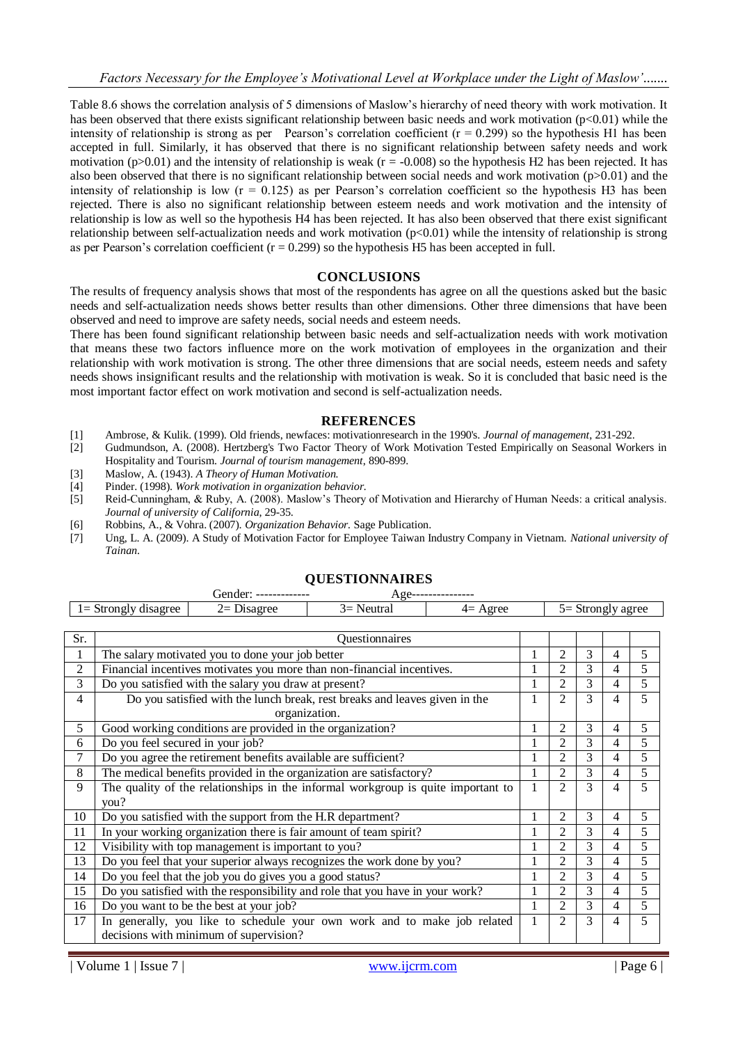Table 8.6 shows the correlation analysis of 5 dimensions of Maslow's hierarchy of need theory with work motivation. It has been observed that there exists significant relationship between basic needs and work motivation ($p<0.01$) while the intensity of relationship is strong as per Pearson's correlation coefficient ($r = 0.299$) so the hypothesis H1 has been accepted in full. Similarly, it has observed that there is no significant relationship between safety needs and work motivation ($p>0.01$) and the intensity of relationship is weak ($r = -0.008$) so the hypothesis H2 has been rejected. It has also been observed that there is no significant relationship between social needs and work motivation ($p>0.01$) and the intensity of relationship is low ($r = 0.125$) as per Pearson's correlation coefficient so the hypothesis H3 has been rejected. There is also no significant relationship between esteem needs and work motivation and the intensity of relationship is low as well so the hypothesis H4 has been rejected. It has also been observed that there exist significant relationship between self-actualization needs and work motivation ($p<0.01$) while the intensity of relationship is strong as per Pearson's correlation coefficient ($r = 0.299$) so the hypothesis H5 has been accepted in full.

## CONCLUSIONS

The results of frequency analysis shows that most of the respondents has agree on all the questions asked but the basic needs and self-actualization needs shows better results than other dimensions. Other three dimensions that have been observed and need to improve are safety needs, social needs and esteem needs.

There has been found significant relationship between basic needs and self-actualization needs with work motivation that means these two factors influence more on the work motivation of employees in the organization and their relationship with work motivation is strong. The other three dimensions that are social needs, esteem needs and safety needs shows insignificant results and the relationship with motivation is weak. So it is concluded that basic need is the most important factor effect on work motivation and second is self-actualization needs.

## REFERENCES

[1] Ambrose, & Kulik. (1999). Old friends, newfaces: motivationresearch in the 1990's. *Journal of management*, 231-292.

[2] Gudmundson, A. (2008). Hertzberg's Two Factor Theory of Work Motivation Tested Empirically on Seasonal Workers in Hospitality and Tourism. *Journal of tourism management*, 890-899.

[3] Maslow, A. (1943). *A Theory of Human Motivation.*

[4] Pinder. (1998). *Work motivation in organization behavior.*

[5] Reid-Cunningham, & Ruby, A. (2008). Maslow's Theory of Motivation and Hierarchy of Human Needs: a critical analysis. *Journal of university of California*, 29-35.

[6] Robbins, A., & Vohra. (2007). *Organization Behavior.* Sage Publication.

[7] Ung, L. A. (2009). A Study of Motivation Factor for Employee Taiwan Industry Company in Vietnam. *National university of Tainan*.

## QUESTIONNAIRES

Gender: ------------- Age---------------

| 1= Strongly disagree | 2= Disagree | 3= Neutral | 4= Agree | 5= Strongly agree |
|---|---|---|---|---|

| Sr. | Questionnaires | | | | | |
|---|---|---|---|---|---|---|
| 1 | The salary motivated you to done your job better | 1 | 2 | 3 | 4 | 5 |
| 2 | Financial incentives motivates you more than non-financial incentives. | 1 | 2 | 3 | 4 | 5 |
| 3 | Do you satisfied with the salary you draw at present? | 1 | 2 | 3 | 4 | 5 |
| 4 | Do you satisfied with the lunch break, rest breaks and leaves given in the organization. | 1 | 2 | 3 | 4 | 5 |
| 5 | Good working conditions are provided in the organization? | 1 | 2 | 3 | 4 | 5 |
| 6 | Do you feel secured in your job? | 1 | 2 | 3 | 4 | 5 |
| 7 | Do you agree the retirement benefits available are sufficient? | 1 | 2 | 3 | 4 | 5 |
| 8 | The medical benefits provided in the organization are satisfactory? | 1 | 2 | 3 | 4 | 5 |
| 9 | The quality of the relationships in the informal workgroup is quite important to you? | 1 | 2 | 3 | 4 | 5 |
| 10 | Do you satisfied with the support from the H.R department? | 1 | 2 | 3 | 4 | 5 |
| 11 | In your working organization there is fair amount of team spirit? | 1 | 2 | 3 | 4 | 5 |
| 12 | Visibility with top management is important to you? | 1 | 2 | 3 | 4 | 5 |
| 13 | Do you feel that your superior always recognizes the work done by you? | 1 | 2 | 3 | 4 | 5 |
| 14 | Do you feel that the job you do gives you a good status? | 1 | 2 | 3 | 4 | 5 |
| 15 | Do you satisfied with the responsibility and role that you have in your work? | 1 | 2 | 3 | 4 | 5 |
| 16 | Do you want to be the best at your job? | 1 | 2 | 3 | 4 | 5 |
| 17 | In generally, you like to schedule your own work and to make job related decisions with minimum of supervision? | 1 | 2 | 3 | 4 | 5 |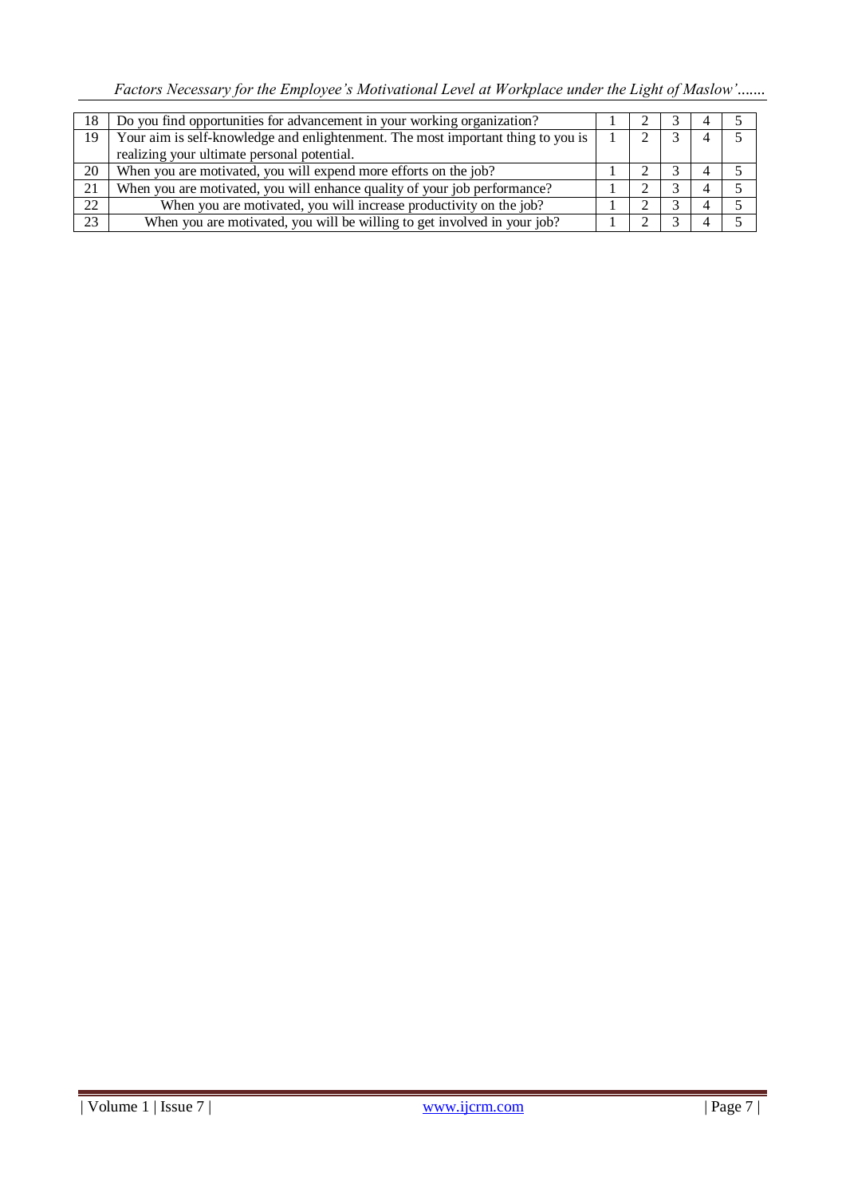| | | | | | | |
|---|---|---|---|---|---|---|
| 18 | Do you find opportunities for advancement in your working organization? | 1 | 2 | 3 | 4 | 5 |
| 19 | Your aim is self-knowledge and enlightenment. The most important thing to you is realizing your ultimate personal potential. | 1 | 2 | 3 | 4 | 5 |
| 20 | When you are motivated, you will expend more efforts on the job? | 1 | 2 | 3 | 4 | 5 |
| 21 | When you are motivated, you will enhance quality of your job performance? | 1 | 2 | 3 | 4 | 5 |
| 22 | When you are motivated, you will increase productivity on the job? | 1 | 2 | 3 | 4 | 5 |
| 23 | When you are motivated, you will be willing to get involved in your job? | 1 | 2 | 3 | 4 | 5 |